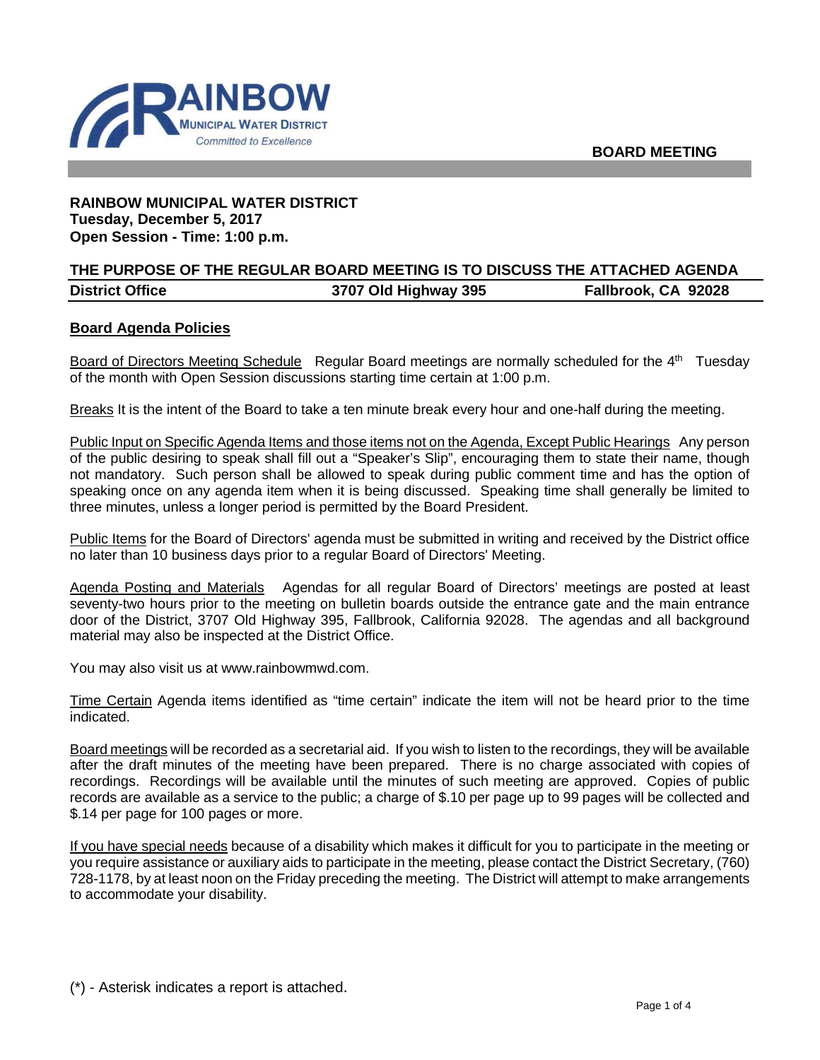RAINBOW MUNICIPAL WATER DISTRICT
Committed to Excellence

**BOARD MEETING**

**RAINBOW MUNICIPAL WATER DISTRICT**
**Tuesday, December 5, 2017**
**Open Session - Time: 1:00 p.m.**

**THE PURPOSE OF THE REGULAR BOARD MEETING IS TO DISCUSS THE ATTACHED AGENDA**

**District Office** **3707 Old Highway 395** **Fallbrook, CA 92028**

## Board Agenda Policies

Board of Directors Meeting Schedule Regular Board meetings are normally scheduled for the 4th Tuesday of the month with Open Session discussions starting time certain at 1:00 p.m.

Breaks It is the intent of the Board to take a ten minute break every hour and one-half during the meeting.

Public Input on Specific Agenda Items and those items not on the Agenda, Except Public Hearings Any person of the public desiring to speak shall fill out a "Speaker's Slip", encouraging them to state their name, though not mandatory. Such person shall be allowed to speak during public comment time and has the option of speaking once on any agenda item when it is being discussed. Speaking time shall generally be limited to three minutes, unless a longer period is permitted by the Board President.

Public Items for the Board of Directors' agenda must be submitted in writing and received by the District office no later than 10 business days prior to a regular Board of Directors' Meeting.

Agenda Posting and Materials Agendas for all regular Board of Directors' meetings are posted at least seventy-two hours prior to the meeting on bulletin boards outside the entrance gate and the main entrance door of the District, 3707 Old Highway 395, Fallbrook, California 92028. The agendas and all background material may also be inspected at the District Office.

You may also visit us at www.rainbowmwd.com.

Time Certain Agenda items identified as "time certain" indicate the item will not be heard prior to the time indicated.

Board meetings will be recorded as a secretarial aid. If you wish to listen to the recordings, they will be available after the draft minutes of the meeting have been prepared. There is no charge associated with copies of recordings. Recordings will be available until the minutes of such meeting are approved. Copies of public records are available as a service to the public; a charge of $.10 per page up to 99 pages will be collected and $.14 per page for 100 pages or more.

If you have special needs because of a disability which makes it difficult for you to participate in the meeting or you require assistance or auxiliary aids to participate in the meeting, please contact the District Secretary, (760) 728-1178, by at least noon on the Friday preceding the meeting. The District will attempt to make arrangements to accommodate your disability.

(*) - Asterisk indicates a report is attached.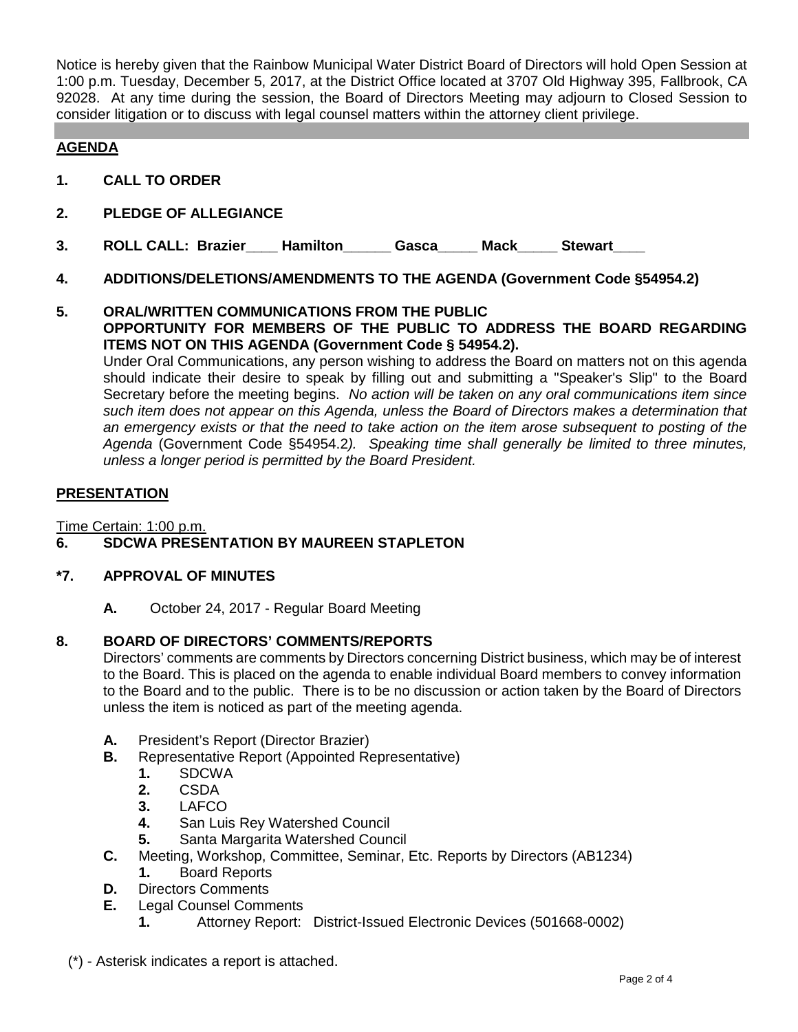Notice is hereby given that the Rainbow Municipal Water District Board of Directors will hold Open Session at 1:00 p.m. Tuesday, December 5, 2017, at the District Office located at 3707 Old Highway 395, Fallbrook, CA 92028. At any time during the session, the Board of Directors Meeting may adjourn to Closed Session to consider litigation or to discuss with legal counsel matters within the attorney client privilege.

## AGENDA

**1. CALL TO ORDER**

**2. PLEDGE OF ALLEGIANCE**

**3. ROLL CALL: Brazier____ Hamilton______ Gasca_____ Mack_____ Stewart____**

**4. ADDITIONS/DELETIONS/AMENDMENTS TO THE AGENDA (Government Code §54954.2)**

**5. ORAL/WRITTEN COMMUNICATIONS FROM THE PUBLIC**
**OPPORTUNITY FOR MEMBERS OF THE PUBLIC TO ADDRESS THE BOARD REGARDING ITEMS NOT ON THIS AGENDA (Government Code § 54954.2).**
Under Oral Communications, any person wishing to address the Board on matters not on this agenda should indicate their desire to speak by filling out and submitting a "Speaker's Slip" to the Board Secretary before the meeting begins. *No action will be taken on any oral communications item since such item does not appear on this Agenda, unless the Board of Directors makes a determination that an emergency exists or that the need to take action on the item arose subsequent to posting of the Agenda* (Government Code §54954.2*). Speaking time shall generally be limited to three minutes, unless a longer period is permitted by the Board President.*

## PRESENTATION

Time Certain: 1:00 p.m.

**6. SDCWA PRESENTATION BY MAUREEN STAPLETON**

**\*7. APPROVAL OF MINUTES**

- **A.** October 24, 2017 - Regular Board Meeting

**8. BOARD OF DIRECTORS' COMMENTS/REPORTS**
Directors' comments are comments by Directors concerning District business, which may be of interest to the Board. This is placed on the agenda to enable individual Board members to convey information to the Board and to the public. There is to be no discussion or action taken by the Board of Directors unless the item is noticed as part of the meeting agenda.

- **A.** President's Report (Director Brazier)
- **B.** Representative Report (Appointed Representative)
  - **1.** SDCWA
  - **2.** CSDA
  - **3.** LAFCO
  - **4.** San Luis Rey Watershed Council
  - **5.** Santa Margarita Watershed Council
- **C.** Meeting, Workshop, Committee, Seminar, Etc. Reports by Directors (AB1234)
  - **1.** Board Reports
- **D.** Directors Comments
- **E.** Legal Counsel Comments
  - **1.** Attorney Report: District-Issued Electronic Devices (501668-0002)

(*) - Asterisk indicates a report is attached.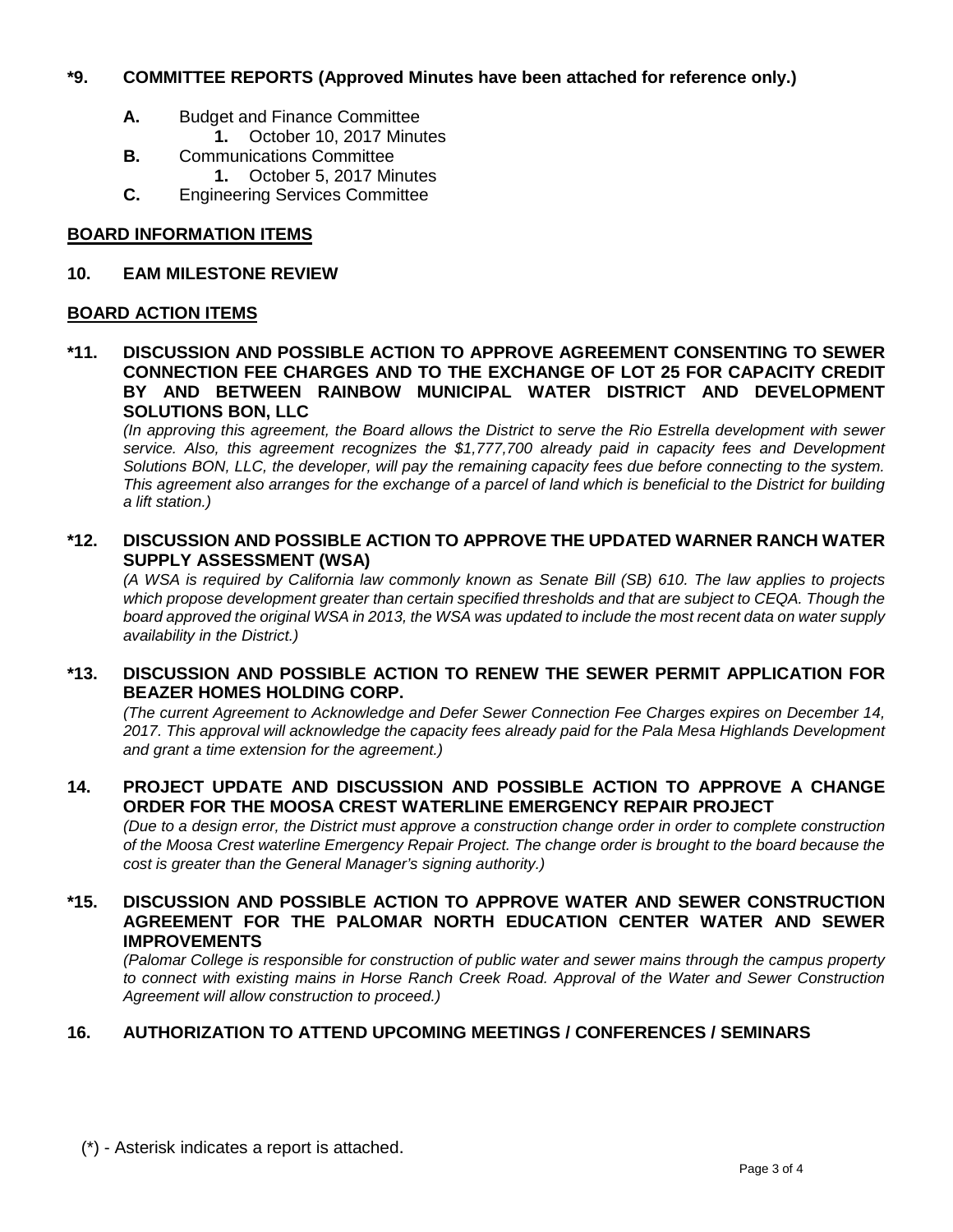## *9. COMMITTEE REPORTS (Approved Minutes have been attached for reference only.)

- **A.** Budget and Finance Committee
  - **1.** October 10, 2017 Minutes
- **B.** Communications Committee
  - **1.** October 5, 2017 Minutes
- **C.** Engineering Services Committee

## BOARD INFORMATION ITEMS

## 10. EAM MILESTONE REVIEW

## BOARD ACTION ITEMS

## *11. DISCUSSION AND POSSIBLE ACTION TO APPROVE AGREEMENT CONSENTING TO SEWER CONNECTION FEE CHARGES AND TO THE EXCHANGE OF LOT 25 FOR CAPACITY CREDIT BY AND BETWEEN RAINBOW MUNICIPAL WATER DISTRICT AND DEVELOPMENT SOLUTIONS BON, LLC

*(In approving this agreement, the Board allows the District to serve the Rio Estrella development with sewer service. Also, this agreement recognizes the $1,777,700 already paid in capacity fees and Development Solutions BON, LLC, the developer, will pay the remaining capacity fees due before connecting to the system. This agreement also arranges for the exchange of a parcel of land which is beneficial to the District for building a lift station.)*

## *12. DISCUSSION AND POSSIBLE ACTION TO APPROVE THE UPDATED WARNER RANCH WATER SUPPLY ASSESSMENT (WSA)

*(A WSA is required by California law commonly known as Senate Bill (SB) 610. The law applies to projects which propose development greater than certain specified thresholds and that are subject to CEQA. Though the board approved the original WSA in 2013, the WSA was updated to include the most recent data on water supply availability in the District.)*

## *13. DISCUSSION AND POSSIBLE ACTION TO RENEW THE SEWER PERMIT APPLICATION FOR BEAZER HOMES HOLDING CORP.

*(The current Agreement to Acknowledge and Defer Sewer Connection Fee Charges expires on December 14, 2017. This approval will acknowledge the capacity fees already paid for the Pala Mesa Highlands Development and grant a time extension for the agreement.)*

## 14. PROJECT UPDATE AND DISCUSSION AND POSSIBLE ACTION TO APPROVE A CHANGE ORDER FOR THE MOOSA CREST WATERLINE EMERGENCY REPAIR PROJECT

*(Due to a design error, the District must approve a construction change order in order to complete construction of the Moosa Crest waterline Emergency Repair Project. The change order is brought to the board because the cost is greater than the General Manager's signing authority.)*

## *15. DISCUSSION AND POSSIBLE ACTION TO APPROVE WATER AND SEWER CONSTRUCTION AGREEMENT FOR THE PALOMAR NORTH EDUCATION CENTER WATER AND SEWER IMPROVEMENTS

*(Palomar College is responsible for construction of public water and sewer mains through the campus property to connect with existing mains in Horse Ranch Creek Road. Approval of the Water and Sewer Construction Agreement will allow construction to proceed.)*

## 16. AUTHORIZATION TO ATTEND UPCOMING MEETINGS / CONFERENCES / SEMINARS

(*) - Asterisk indicates a report is attached.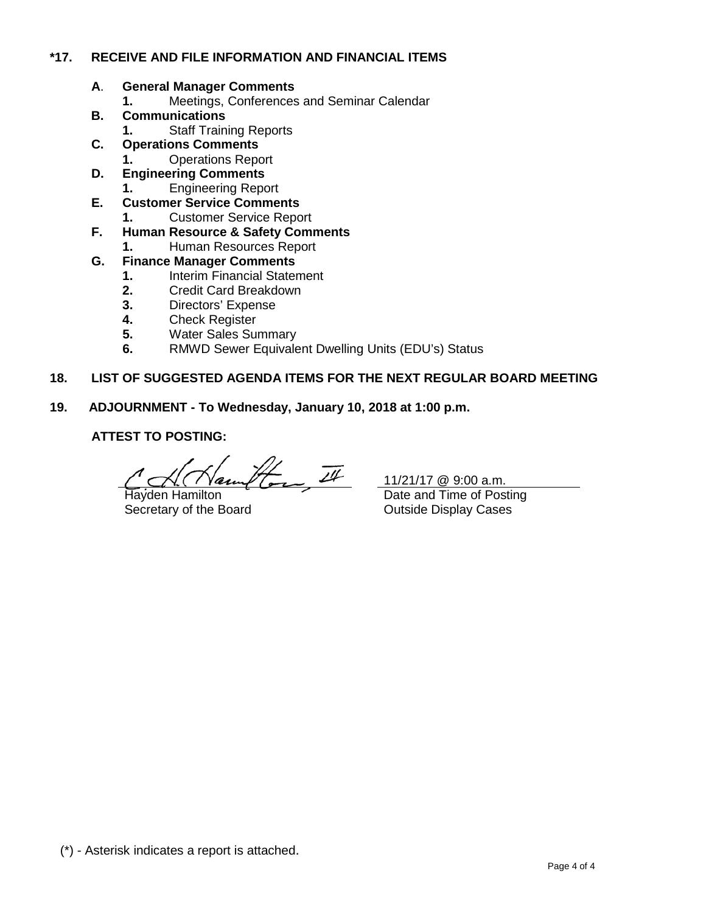**\*17. RECEIVE AND FILE INFORMATION AND FINANCIAL ITEMS**

**A.** **General Manager Comments**
  **1.** Meetings, Conferences and Seminar Calendar

**B.** **Communications**
  **1.** Staff Training Reports

**C.** **Operations Comments**
  **1.** Operations Report

**D.** **Engineering Comments**
  **1.** Engineering Report

**E.** **Customer Service Comments**
  **1.** Customer Service Report

**F.** **Human Resource & Safety Comments**
  **1.** Human Resources Report

**G.** **Finance Manager Comments**
  **1.** Interim Financial Statement
  **2.** Credit Card Breakdown
  **3.** Directors' Expense
  **4.** Check Register
  **5.** Water Sales Summary
  **6.** RMWD Sewer Equivalent Dwelling Units (EDU's) Status

**18. LIST OF SUGGESTED AGENDA ITEMS FOR THE NEXT REGULAR BOARD MEETING**

**19. ADJOURNMENT - To Wednesday, January 10, 2018 at 1:00 p.m.**

**ATTEST TO POSTING:**

Hayden Hamilton
Secretary of the Board

11/21/17 @ 9:00 a.m.
Date and Time of Posting
Outside Display Cases

(*) - Asterisk indicates a report is attached.